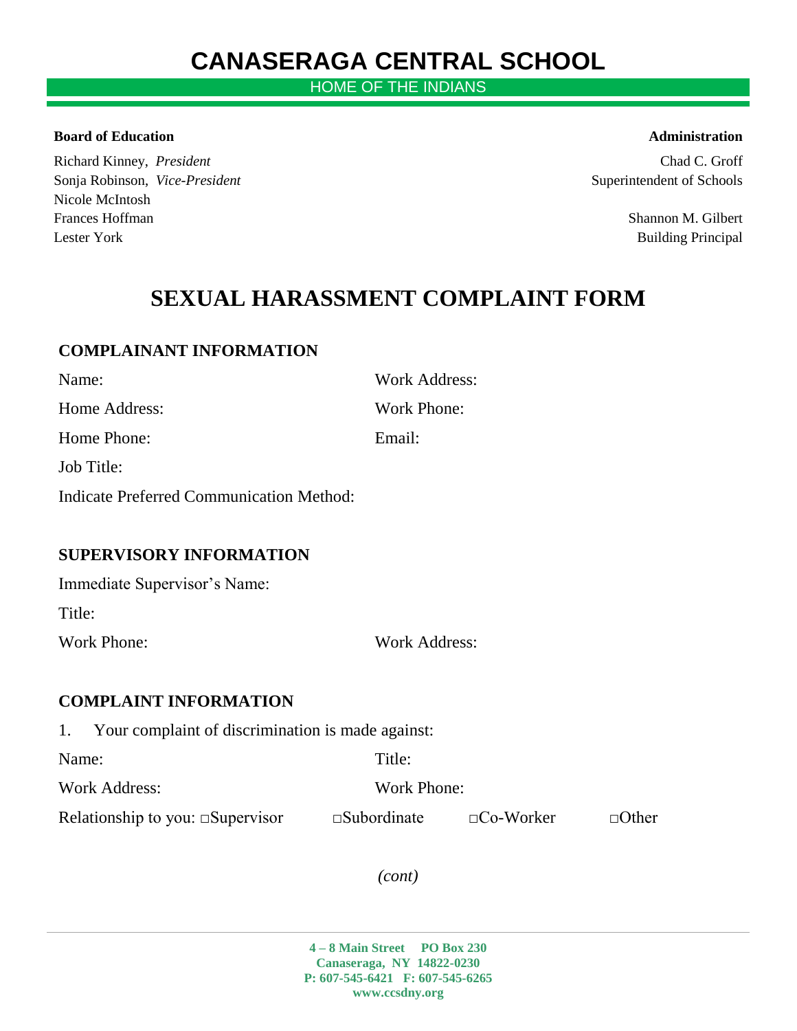# CANASERAGA CENTRAL SCHOOL

HOME OF THE INDIANS

**Board of Education**

Richard Kinney, *President*
Sonja Robinson, *Vice-President*
Nicole McIntosh
Frances Hoffman
Lester York

**Administration**

Chad C. Groff
Superintendent of Schools

Shannon M. Gilbert
Building Principal

# SEXUAL HARASSMENT COMPLAINT FORM

## COMPLAINANT INFORMATION

Name:

Home Address:

Home Phone:

Job Title:

Work Address:

Work Phone:

Email:

Indicate Preferred Communication Method:

## SUPERVISORY INFORMATION

Immediate Supervisor's Name:

Title:

Work Phone:

Work Address:

## COMPLAINT INFORMATION

1. Your complaint of discrimination is made against:

Name:

Title:

Work Address:

Work Phone:

Relationship to you: □Supervisor □Subordinate □Co-Worker □Other

*(cont)*

**4 – 8 Main Street PO Box 230**
**Canaseraga, NY 14822-0230**
**P: 607-545-6421 F: 607-545-6265**
**www.ccsdny.org**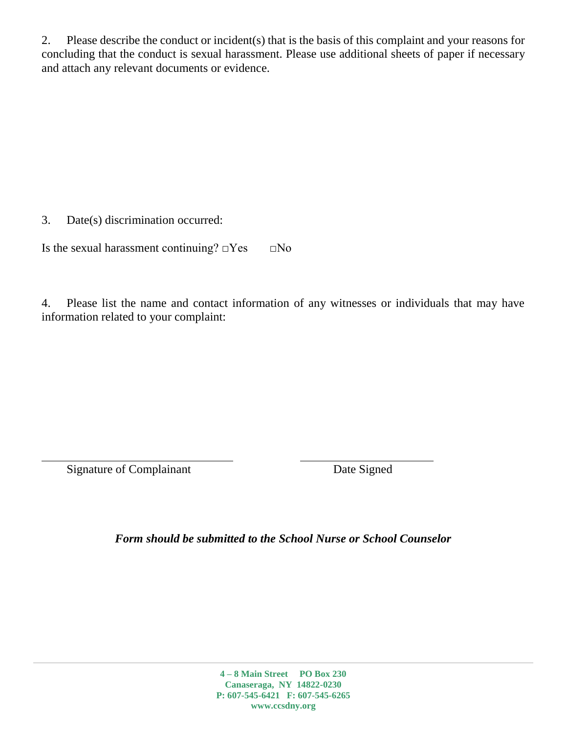2. Please describe the conduct or incident(s) that is the basis of this complaint and your reasons for concluding that the conduct is sexual harassment. Please use additional sheets of paper if necessary and attach any relevant documents or evidence.

3. Date(s) discrimination occurred:

Is the sexual harassment continuing? □Yes □No

4. Please list the name and contact information of any witnesses or individuals that may have information related to your complaint:

\_\_\_\_\_\_\_\_\_\_\_\_\_\_\_\_\_\_\_\_\_\_\_\_\_\_\_\_\_\_ \_\_\_\_\_\_\_\_\_\_\_\_\_\_\_\_\_\_\_\_\_\_

Signature of Complainant Date Signed

***Form should be submitted to the School Nurse or School Counselor***

**4 – 8 Main Street PO Box 230**
**Canaseraga, NY 14822-0230**
**P: 607-545-6421 F: 607-545-6265**
**www.ccsdny.org**